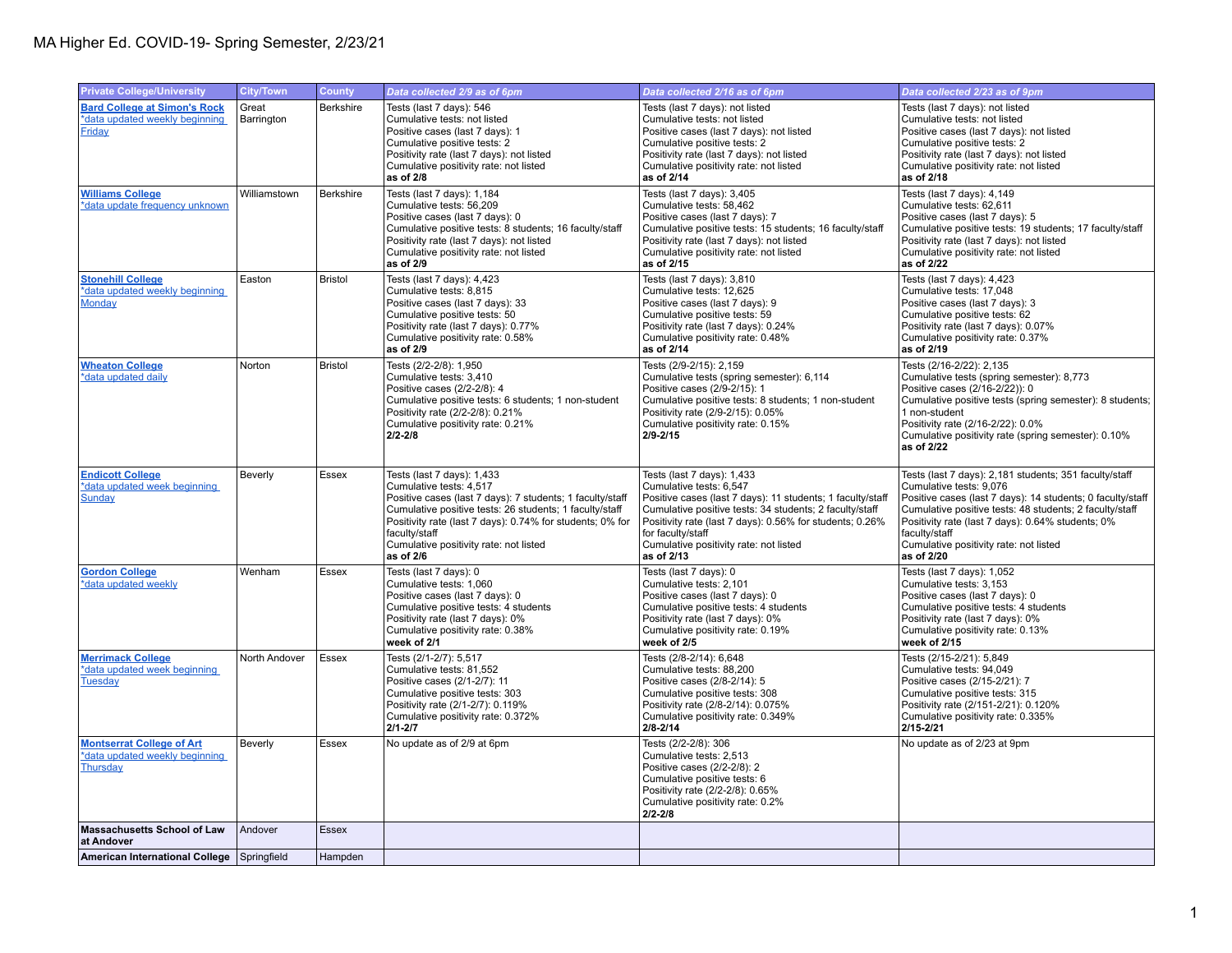# MA Higher Ed. COVID-19- Spring Semester, 2/23/21

| Private College/University | City/Town | County | *Data collected 2/9 as of 6pm* | *Data collected 2/16 as of 6pm* | *Data collected 2/23 as of 9pm* |
|---|---|---|---|---|---|
| **Bard College at Simon's Rock**<br>*data updated weekly beginning Friday | Great Barrington | Berkshire | Tests (last 7 days): 546<br>Cumulative tests: not listed<br>Positive cases (last 7 days): 1<br>Cumulative positive tests: 2<br>Positivity rate (last 7 days): not listed<br>Cumulative positivity rate: not listed<br>**as of 2/8** | Tests (last 7 days): not listed<br>Cumulative tests: not listed<br>Positive cases (last 7 days): not listed<br>Cumulative positive tests: 2<br>Positivity rate (last 7 days): not listed<br>Cumulative positivity rate: not listed<br>**as of 2/14** | Tests (last 7 days): not listed<br>Cumulative tests: not listed<br>Positive cases (last 7 days): not listed<br>Cumulative positive tests: 2<br>Positivity rate (last 7 days): not listed<br>Cumulative positivity rate: not listed<br>**as of 2/18** |
| **Williams College**<br>*data update frequency unknown | Williamstown | Berkshire | Tests (last 7 days): 1,184<br>Cumulative tests: 56,209<br>Positive cases (last 7 days): 0<br>Cumulative positive tests: 8 students; 16 faculty/staff<br>Positivity rate (last 7 days): not listed<br>Cumulative positivity rate: not listed<br>**as of 2/9** | Tests (last 7 days): 3,405<br>Cumulative tests: 58,462<br>Positive cases (last 7 days): 7<br>Cumulative positive tests: 15 students; 16 faculty/staff<br>Positivity rate (last 7 days): not listed<br>Cumulative positivity rate: not listed<br>**as of 2/15** | Tests (last 7 days): 4,149<br>Cumulative tests: 62,611<br>Positive cases (last 7 days): 5<br>Cumulative positive tests: 19 students; 17 faculty/staff<br>Positivity rate (last 7 days): not listed<br>Cumulative positivity rate: not listed<br>**as of 2/22** |
| **Stonehill College**<br>*data updated weekly beginning Monday | Easton | Bristol | Tests (last 7 days): 4,423<br>Cumulative tests: 8,815<br>Positive cases (last 7 days): 33<br>Cumulative positive tests: 50<br>Positivity rate (last 7 days): 0.77%<br>Cumulative positivity rate: 0.58%<br>**as of 2/9** | Tests (last 7 days): 3,810<br>Cumulative tests: 12,625<br>Positive cases (last 7 days): 9<br>Cumulative positive tests: 59<br>Positivity rate (last 7 days): 0.24%<br>Cumulative positivity rate: 0.48%<br>**as of 2/14** | Tests (last 7 days): 4,423<br>Cumulative tests: 17,048<br>Positive cases (last 7 days): 3<br>Cumulative positive tests: 62<br>Positivity rate (last 7 days): 0.07%<br>Cumulative positivity rate: 0.37%<br>**as of 2/19** |
| **Wheaton College**<br>*data updated daily | Norton | Bristol | Tests (2/2-2/8): 1,950<br>Cumulative tests: 3,410<br>Positive cases (2/2-2/8): 4<br>Cumulative positive tests: 6 students; 1 non-student<br>Positivity rate (2/2-2/8): 0.21%<br>Cumulative positivity rate: 0.21%<br>**2/2-2/8** | Tests (2/9-2/15): 2,159<br>Cumulative tests (spring semester): 6,114<br>Positive cases (2/9-2/15): 1<br>Cumulative positive tests: 8 students; 1 non-student<br>Positivity rate (2/9-2/15): 0.05%<br>Cumulative positivity rate: 0.15%<br>**2/9-2/15** | Tests (2/16-2/22): 2,135<br>Cumulative tests (spring semester): 8,773<br>Positive cases (2/16-2/22)): 0<br>Cumulative positive tests (spring semester): 8 students; 1 non-student<br>Positivity rate (2/16-2/22): 0.0%<br>Cumulative positivity rate (spring semester): 0.10%<br>**as of 2/22** |
| **Endicott College**<br>*data updated week beginning Sunday | Beverly | Essex | Tests (last 7 days): 1,433<br>Cumulative tests: 4,517<br>Positive cases (last 7 days): 7 students; 1 faculty/staff<br>Cumulative positive tests: 26 students; 1 faculty/staff<br>Positivity rate (last 7 days): 0.74% for students; 0% for faculty/staff<br>Cumulative positivity rate: not listed<br>**as of 2/6** | Tests (last 7 days): 1,433<br>Cumulative tests: 6,547<br>Positive cases (last 7 days): 11 students; 1 faculty/staff<br>Cumulative positive tests: 34 students; 2 faculty/staff<br>Positivity rate (last 7 days): 0.56% for students; 0.26% for faculty/staff<br>Cumulative positivity rate: not listed<br>**as of 2/13** | Tests (last 7 days): 2,181 students; 351 faculty/staff<br>Cumulative tests: 9,076<br>Positive cases (last 7 days): 14 students; 0 faculty/staff<br>Cumulative positive tests: 48 students; 2 faculty/staff<br>Positivity rate (last 7 days): 0.64% students; 0% faculty/staff<br>Cumulative positivity rate: not listed<br>**as of 2/20** |
| **Gordon College**<br>*data updated weekly | Wenham | Essex | Tests (last 7 days): 0<br>Cumulative tests: 1,060<br>Positive cases (last 7 days): 0<br>Cumulative positive tests: 4 students<br>Positivity rate (last 7 days): 0%<br>Cumulative positivity rate: 0.38%<br>**week of 2/1** | Tests (last 7 days): 0<br>Cumulative tests: 2,101<br>Positive cases (last 7 days): 0<br>Cumulative positive tests: 4 students<br>Positivity rate (last 7 days): 0%<br>Cumulative positivity rate: 0.19%<br>**week of 2/5** | Tests (last 7 days): 1,052<br>Cumulative tests: 3,153<br>Positive cases (last 7 days): 0<br>Cumulative positive tests: 4 students<br>Positivity rate (last 7 days): 0%<br>Cumulative positivity rate: 0.13%<br>**week of 2/15** |
| **Merrimack College**<br>*data updated week beginning Tuesday | North Andover | Essex | Tests (2/1-2/7): 5,517<br>Cumulative tests: 81,552<br>Positive cases (2/1-2/7): 11<br>Cumulative positive tests: 303<br>Positivity rate (2/1-2/7): 0.119%<br>Cumulative positivity rate: 0.372%<br>**2/1-2/7** | Tests (2/8-2/14): 6,648<br>Cumulative tests: 88,200<br>Positive cases (2/8-2/14): 5<br>Cumulative positive tests: 308<br>Positivity rate (2/8-2/14): 0.075%<br>Cumulative positivity rate: 0.349%<br>**2/8-2/14** | Tests (2/15-2/21): 5,849<br>Cumulative tests: 94,049<br>Positive cases (2/15-2/21): 7<br>Cumulative positive tests: 315<br>Positivity rate (2/151-2/21): 0.120%<br>Cumulative positivity rate: 0.335%<br>**2/15-2/21** |
| **Montserrat College of Art**<br>*data updated weekly beginning Thursday | Beverly | Essex | No update as of 2/9 at 6pm | Tests (2/2-2/8): 306<br>Cumulative tests: 2,513<br>Positive cases (2/2-2/8): 2<br>Cumulative positive tests: 6<br>Positivity rate (2/2-2/8): 0.65%<br>Cumulative positivity rate: 0.2%<br>**2/2-2/8** | No update as of 2/23 at 9pm |
| **Massachusetts School of Law at Andover** | Andover | Essex | | | |
| **American International College** | Springfield | Hampden | | | |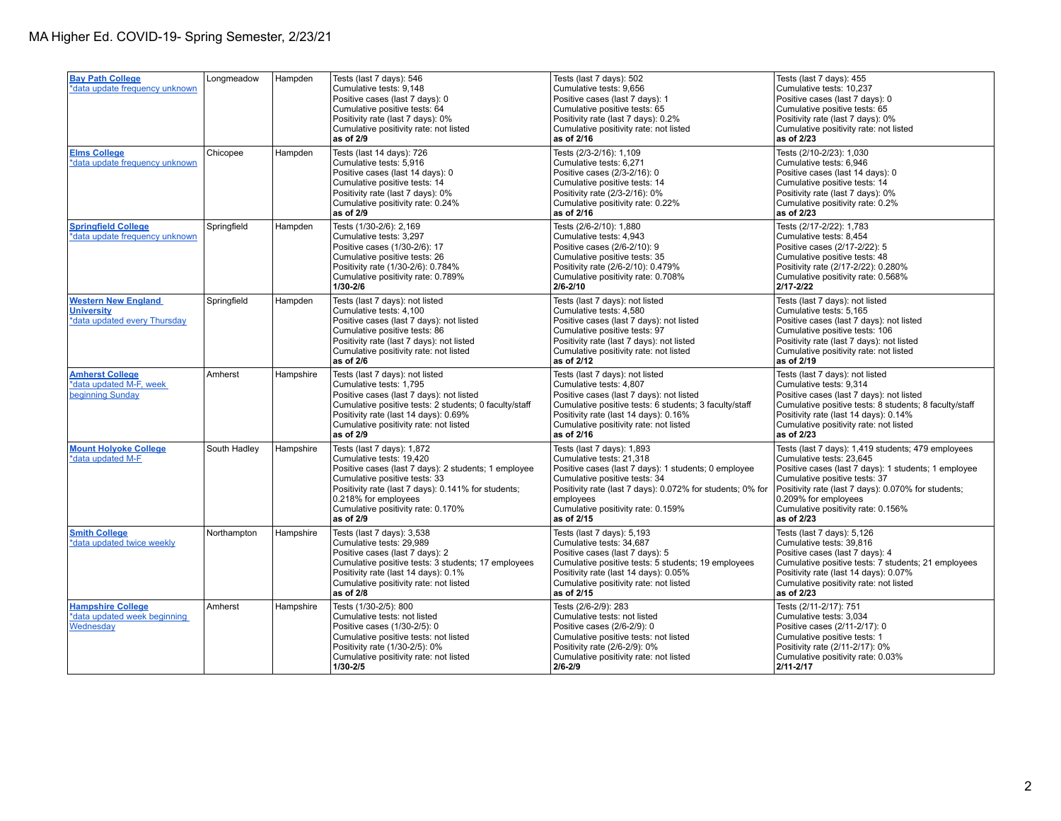MA Higher Ed. COVID-19- Spring Semester, 2/23/21

| | | | | | |
|---|---|---|---|---|---|
| **Bay Path College**<br>*data update frequency unknown | Longmeadow | Hampden | Tests (last 7 days): 546<br>Cumulative tests: 9,148<br>Positive cases (last 7 days): 0<br>Cumulative positive tests: 64<br>Positivity rate (last 7 days): 0%<br>Cumulative positivity rate: not listed<br>**as of 2/9** | Tests (last 7 days): 502<br>Cumulative tests: 9,656<br>Positive cases (last 7 days): 1<br>Cumulative positive tests: 65<br>Positivity rate (last 7 days): 0.2%<br>Cumulative positivity rate: not listed<br>**as of 2/16** | Tests (last 7 days): 455<br>Cumulative tests: 10,237<br>Positive cases (last 7 days): 0<br>Cumulative positive tests: 65<br>Positivity rate (last 7 days): 0%<br>Cumulative positivity rate: not listed<br>**as of 2/23** |
| **Elms College**<br>*data update frequency unknown | Chicopee | Hampden | Tests (last 14 days): 726<br>Cumulative tests: 5,916<br>Positive cases (last 14 days): 0<br>Cumulative positive tests: 14<br>Positivity rate (last 7 days): 0%<br>Cumulative positivity rate: 0.24%<br>**as of 2/9** | Tests (2/3-2/16): 1,109<br>Cumulative tests: 6,271<br>Positive cases (2/3-2/16): 0<br>Cumulative positive tests: 14<br>Positivity rate (2/3-2/16): 0%<br>Cumulative positivity rate: 0.22%<br>**as of 2/16** | Tests (2/10-2/23): 1,030<br>Cumulative tests: 6,946<br>Positive cases (last 14 days): 0<br>Cumulative positive tests: 14<br>Positivity rate (last 7 days): 0%<br>Cumulative positivity rate: 0.2%<br>**as of 2/23** |
| **Springfield College**<br>*data update frequency unknown | Springfield | Hampden | Tests (1/30-2/6): 2,169<br>Cumulative tests: 3,297<br>Positive cases (1/30-2/6): 17<br>Cumulative positive tests: 26<br>Positivity rate (1/30-2/6): 0.784%<br>Cumulative positivity rate: 0.789%<br>**1/30-2/6** | Tests (2/6-2/10): 1,880<br>Cumulative tests: 4,943<br>Positive cases (2/6-2/10): 9<br>Cumulative positive tests: 35<br>Positivity rate (2/6-2/10): 0.479%<br>Cumulative positivity rate: 0.708%<br>**2/6-2/10** | Tests (2/17-2/22): 1,783<br>Cumulative tests: 8,454<br>Positive cases (2/17-2/22): 5<br>Cumulative positive tests: 48<br>Positivity rate (2/17-2/22): 0.280%<br>Cumulative positivity rate: 0.568%<br>**2/17-2/22** |
| **Western New England University**<br>*data updated every Thursday | Springfield | Hampden | Tests (last 7 days): not listed<br>Cumulative tests: 4,100<br>Positive cases (last 7 days): not listed<br>Cumulative positive tests: 86<br>Positivity rate (last 7 days): not listed<br>Cumulative positivity rate: not listed<br>**as of 2/6** | Tests (last 7 days): not listed<br>Cumulative tests: 4,580<br>Positive cases (last 7 days): not listed<br>Cumulative positive tests: 97<br>Positivity rate (last 7 days): not listed<br>Cumulative positivity rate: not listed<br>**as of 2/12** | Tests (last 7 days): not listed<br>Cumulative tests: 5,165<br>Positive cases (last 7 days): not listed<br>Cumulative positive tests: 106<br>Positivity rate (last 7 days): not listed<br>Cumulative positivity rate: not listed<br>**as of 2/19** |
| **Amherst College**<br>*data updated M-F, week beginning Sunday | Amherst | Hampshire | Tests (last 7 days): not listed<br>Cumulative tests: 1,795<br>Positive cases (last 7 days): not listed<br>Cumulative positive tests: 2 students; 0 faculty/staff<br>Positivity rate (last 14 days): 0.69%<br>Cumulative positivity rate: not listed<br>**as of 2/9** | Tests (last 7 days): not listed<br>Cumulative tests: 4,807<br>Positive cases (last 7 days): not listed<br>Cumulative positive tests: 6 students; 3 faculty/staff<br>Positivity rate (last 14 days): 0.16%<br>Cumulative positivity rate: not listed<br>**as of 2/16** | Tests (last 7 days): not listed<br>Cumulative tests: 9,314<br>Positive cases (last 7 days): not listed<br>Cumulative positive tests: 8 students; 8 faculty/staff<br>Positivity rate (last 14 days): 0.14%<br>Cumulative positivity rate: not listed<br>**as of 2/23** |
| **Mount Holyoke College**<br>*data updated M-F | South Hadley | Hampshire | Tests (last 7 days): 1,872<br>Cumulative tests: 19,420<br>Positive cases (last 7 days): 2 students; 1 employee<br>Cumulative positive tests: 33<br>Positivity rate (last 7 days): 0.141% for students; 0.218% for employees<br>Cumulative positivity rate: 0.170%<br>**as of 2/9** | Tests (last 7 days): 1,893<br>Cumulative tests: 21,318<br>Positive cases (last 7 days): 1 students; 0 employee<br>Cumulative positive tests: 34<br>Positivity rate (last 7 days): 0.072% for students; 0% for employees<br>Cumulative positivity rate: 0.159%<br>**as of 2/15** | Tests (last 7 days): 1,419 students; 479 employees<br>Cumulative tests: 23,645<br>Positive cases (last 7 days): 1 students; 1 employee<br>Cumulative positive tests: 37<br>Positivity rate (last 7 days): 0.070% for students; 0.209% for employees<br>Cumulative positivity rate: 0.156%<br>**as of 2/23** |
| **Smith College**<br>*data updated twice weekly | Northampton | Hampshire | Tests (last 7 days): 3,538<br>Cumulative tests: 29,989<br>Positive cases (last 7 days): 2<br>Cumulative positive tests: 3 students; 17 employees<br>Positivity rate (last 14 days): 0.1%<br>Cumulative positivity rate: not listed<br>**as of 2/8** | Tests (last 7 days): 5,193<br>Cumulative tests: 34,687<br>Positive cases (last 7 days): 5<br>Cumulative positive tests: 5 students; 19 employees<br>Positivity rate (last 14 days): 0.05%<br>Cumulative positivity rate: not listed<br>**as of 2/15** | Tests (last 7 days): 5,126<br>Cumulative tests: 39,816<br>Positive cases (last 7 days): 4<br>Cumulative positive tests: 7 students; 21 employees<br>Positivity rate (last 14 days): 0.07%<br>Cumulative positivity rate: not listed<br>**as of 2/23** |
| **Hampshire College**<br>*data updated week beginning Wednesday | Amherst | Hampshire | Tests (1/30-2/5): 800<br>Cumulative tests: not listed<br>Positive cases (1/30-2/5): 0<br>Cumulative positive tests: not listed<br>Positivity rate (1/30-2/5): 0%<br>Cumulative positivity rate: not listed<br>**1/30-2/5** | Tests (2/6-2/9): 283<br>Cumulative tests: not listed<br>Positive cases (2/6-2/9): 0<br>Cumulative positive tests: not listed<br>Positivity rate (2/6-2/9): 0%<br>Cumulative positivity rate: not listed<br>**2/6-2/9** | Tests (2/11-2/17): 751<br>Cumulative tests: 3,034<br>Positive cases (2/11-2/17): 0<br>Cumulative positive tests: 1<br>Positivity rate (2/11-2/17): 0%<br>Cumulative positivity rate: 0.03%<br>**2/11-2/17** |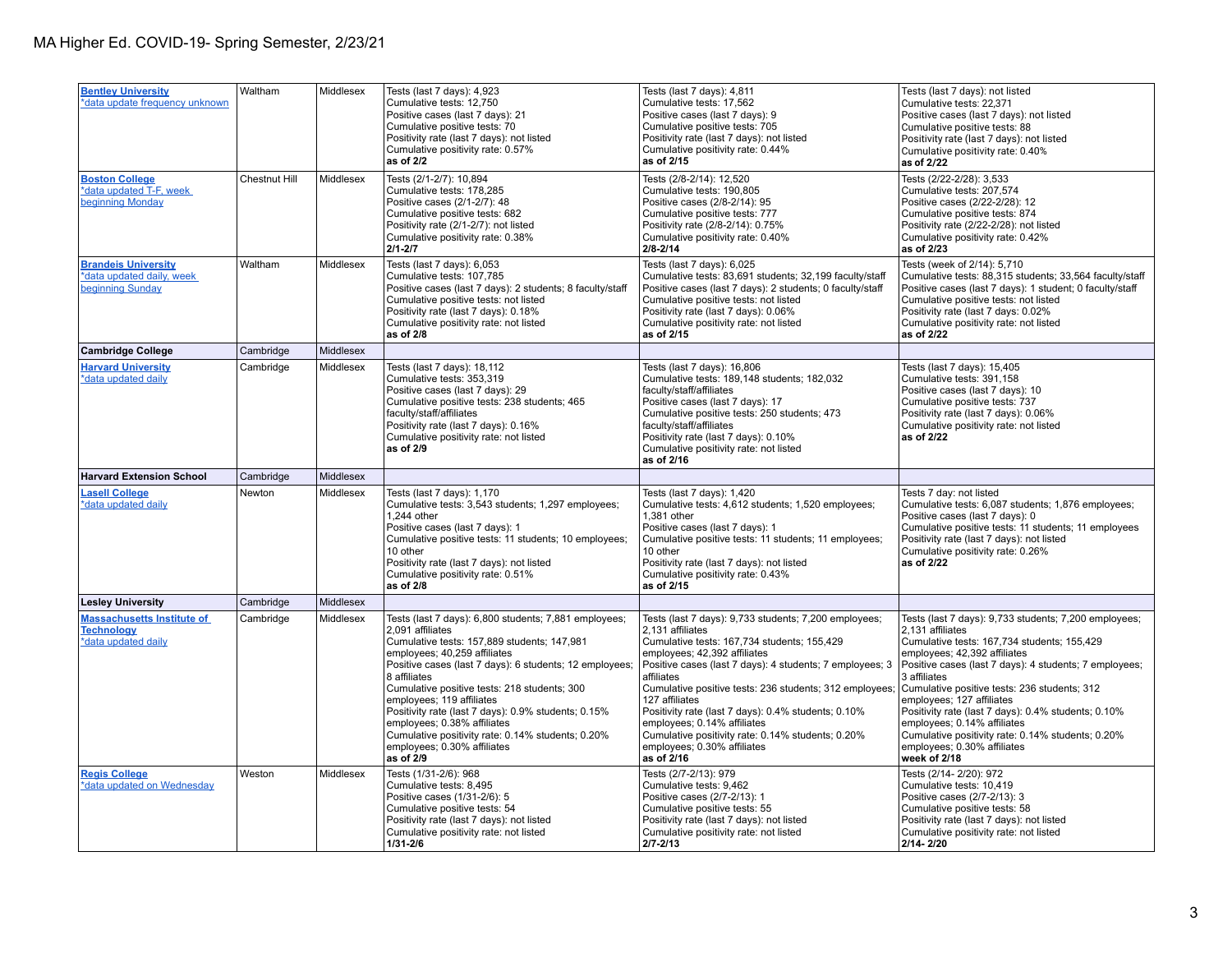# MA Higher Ed. COVID-19- Spring Semester, 2/23/21

| | | | | | |
|---|---|---|---|---|---|
| **Bentley University**<br>*data update frequency unknown | Waltham | Middlesex | Tests (last 7 days): 4,923<br>Cumulative tests: 12,750<br>Positive cases (last 7 days): 21<br>Cumulative positive tests: 70<br>Positivity rate (last 7 days): not listed<br>Cumulative positivity rate: 0.57%<br>**as of 2/2** | Tests (last 7 days): 4,811<br>Cumulative tests: 17,562<br>Positive cases (last 7 days): 9<br>Cumulative positive tests: 705<br>Positivity rate (last 7 days): not listed<br>Cumulative positivity rate: 0.44%<br>**as of 2/15** | Tests (last 7 days): not listed<br>Cumulative tests: 22,371<br>Positive cases (last 7 days): not listed<br>Cumulative positive tests: 88<br>Positivity rate (last 7 days): not listed<br>Cumulative positivity rate: 0.40%<br>**as of 2/22** |
| **Boston College**<br>*data updated T-F, week beginning Monday | Chestnut Hill | Middlesex | Tests (2/1-2/7): 10,894<br>Cumulative tests: 178,285<br>Positive cases (2/1-2/7): 48<br>Cumulative positive tests: 682<br>Positivity rate (2/1-2/7): not listed<br>Cumulative positivity rate: 0.38%<br>**2/1-2/7** | Tests (2/8-2/14): 12,520<br>Cumulative tests: 190,805<br>Positive cases (2/8-2/14): 95<br>Cumulative positive tests: 777<br>Positivity rate (2/8-2/14): 0.75%<br>Cumulative positivity rate: 0.40%<br>**2/8-2/14** | Tests (2/22-2/28): 3,533<br>Cumulative tests: 207,574<br>Positive cases (2/22-2/28): 12<br>Cumulative positive tests: 874<br>Positivity rate (2/22-2/28): not listed<br>Cumulative positivity rate: 0.42%<br>**as of 2/23** |
| **Brandeis University**<br>*data updated daily, week beginning Sunday | Waltham | Middlesex | Tests (last 7 days): 6,053<br>Cumulative tests: 107,785<br>Positive cases (last 7 days): 2 students; 8 faculty/staff<br>Cumulative positive tests: not listed<br>Positivity rate (last 7 days): 0.18%<br>Cumulative positivity rate: not listed<br>**as of 2/8** | Tests (last 7 days): 6,025<br>Cumulative tests: 83,691 students; 32,199 faculty/staff<br>Positive cases (last 7 days): 2 students; 0 faculty/staff<br>Cumulative positive tests: not listed<br>Positivity rate (last 7 days): 0.06%<br>Cumulative positivity rate: not listed<br>**as of 2/15** | Tests (week of 2/14): 5,710<br>Cumulative tests: 88,315 students; 33,564 faculty/staff<br>Positive cases (last 7 days): 1 student; 0 faculty/staff<br>Cumulative positive tests: not listed<br>Positivity rate (last 7 days: 0.02%<br>Cumulative positivity rate: not listed<br>**as of 2/22** |
| **Cambridge College** | Cambridge | Middlesex | | | |
| **Harvard University**<br>*data updated daily | Cambridge | Middlesex | Tests (last 7 days): 18,112<br>Cumulative tests: 353,319<br>Positive cases (last 7 days): 29<br>Cumulative positive tests: 238 students; 465 faculty/staff/affiliates<br>Positivity rate (last 7 days): 0.16%<br>Cumulative positivity rate: not listed<br>**as of 2/9** | Tests (last 7 days): 16,806<br>Cumulative tests: 189,148 students; 182,032 faculty/staff/affiliates<br>Positive cases (last 7 days): 17<br>Cumulative positive tests: 250 students; 473 faculty/staff/affiliates<br>Positivity rate (last 7 days): 0.10%<br>Cumulative positivity rate: not listed<br>**as of 2/16** | Tests (last 7 days): 15,405<br>Cumulative tests: 391,158<br>Positive cases (last 7 days): 10<br>Cumulative positive tests: 737<br>Positivity rate (last 7 days): 0.06%<br>Cumulative positivity rate: not listed<br>**as of 2/22** |
| **Harvard Extension School** | Cambridge | Middlesex | | | |
| **Lasell College**<br>*data updated daily | Newton | Middlesex | Tests (last 7 days): 1,170<br>Cumulative tests: 3,543 students; 1,297 employees; 1,244 other<br>Positive cases (last 7 days): 1<br>Cumulative positive tests: 11 students; 10 employees; 10 other<br>Positivity rate (last 7 days): not listed<br>Cumulative positivity rate: 0.51%<br>**as of 2/8** | Tests (last 7 days): 1,420<br>Cumulative tests: 4,612 students; 1,520 employees; 1,381 other<br>Positive cases (last 7 days): 1<br>Cumulative positive tests: 11 students; 11 employees; 10 other<br>Positivity rate (last 7 days): not listed<br>Cumulative positivity rate: 0.43%<br>**as of 2/15** | Tests 7 day: not listed<br>Cumulative tests: 6,087 students; 1,876 employees;<br>Positive cases (last 7 days): 0<br>Cumulative positive tests: 11 students; 11 employees<br>Positivity rate (last 7 days): not listed<br>Cumulative positivity rate: 0.26%<br>**as of 2/22** |
| **Lesley University** | Cambridge | Middlesex | | | |
| **Massachusetts Institute of Technology**<br>*data updated daily | Cambridge | Middlesex | Tests (last 7 days): 6,800 students; 7,881 employees; 2,091 affiliates<br>Cumulative tests: 157,889 students; 147,981 employees; 40,259 affiliates<br>Positive cases (last 7 days): 6 students; 12 employees; 8 affiliates<br>Cumulative positive tests: 218 students; 300 employees; 119 affiliates<br>Positivity rate (last 7 days): 0.9% students; 0.15% employees; 0.38% affiliates<br>Cumulative positivity rate: 0.14% students; 0.20% employees; 0.30% affiliates<br>**as of 2/9** | Tests (last 7 days): 9,733 students; 7,200 employees; 2,131 affiliates<br>Cumulative tests: 167,734 students; 155,429 employees; 42,392 affiliates<br>Positive cases (last 7 days): 4 students; 7 employees; 3 affiliates<br>Cumulative positive tests: 236 students; 312 employees; 127 affiliates<br>Positivity rate (last 7 days): 0.4% students; 0.10% employees; 0.14% affiliates<br>Cumulative positivity rate: 0.14% students; 0.20% employees; 0.30% affiliates<br>**as of 2/16** | Tests (last 7 days): 9,733 students; 7,200 employees; 2,131 affiliates<br>Cumulative tests: 167,734 students; 155,429 employees; 42,392 affiliates<br>Positive cases (last 7 days): 4 students; 7 employees; 3 affiliates<br>Cumulative positive tests: 236 students; 312 employees; 127 affiliates<br>Positivity rate (last 7 days): 0.4% students; 0.10% employees; 0.14% affiliates<br>Cumulative positivity rate: 0.14% students; 0.20% employees; 0.30% affiliates<br>**week of 2/18** |
| **Regis College**<br>*data updated on Wednesday | Weston | Middlesex | Tests (1/31-2/6): 968<br>Cumulative tests: 8,495<br>Positive cases (1/31-2/6): 5<br>Cumulative positive tests: 54<br>Positivity rate (last 7 days): not listed<br>Cumulative positivity rate: not listed<br>**1/31-2/6** | Tests (2/7-2/13): 979<br>Cumulative tests: 9,462<br>Positive cases (2/7-2/13): 1<br>Cumulative positive tests: 55<br>Positivity rate (last 7 days): not listed<br>Cumulative positivity rate: not listed<br>**2/7-2/13** | Tests (2/14- 2/20): 972<br>Cumulative tests: 10,419<br>Positive cases (2/7-2/13): 3<br>Cumulative positive tests: 58<br>Positivity rate (last 7 days): not listed<br>Cumulative positivity rate: not listed<br>**2/14- 2/20** |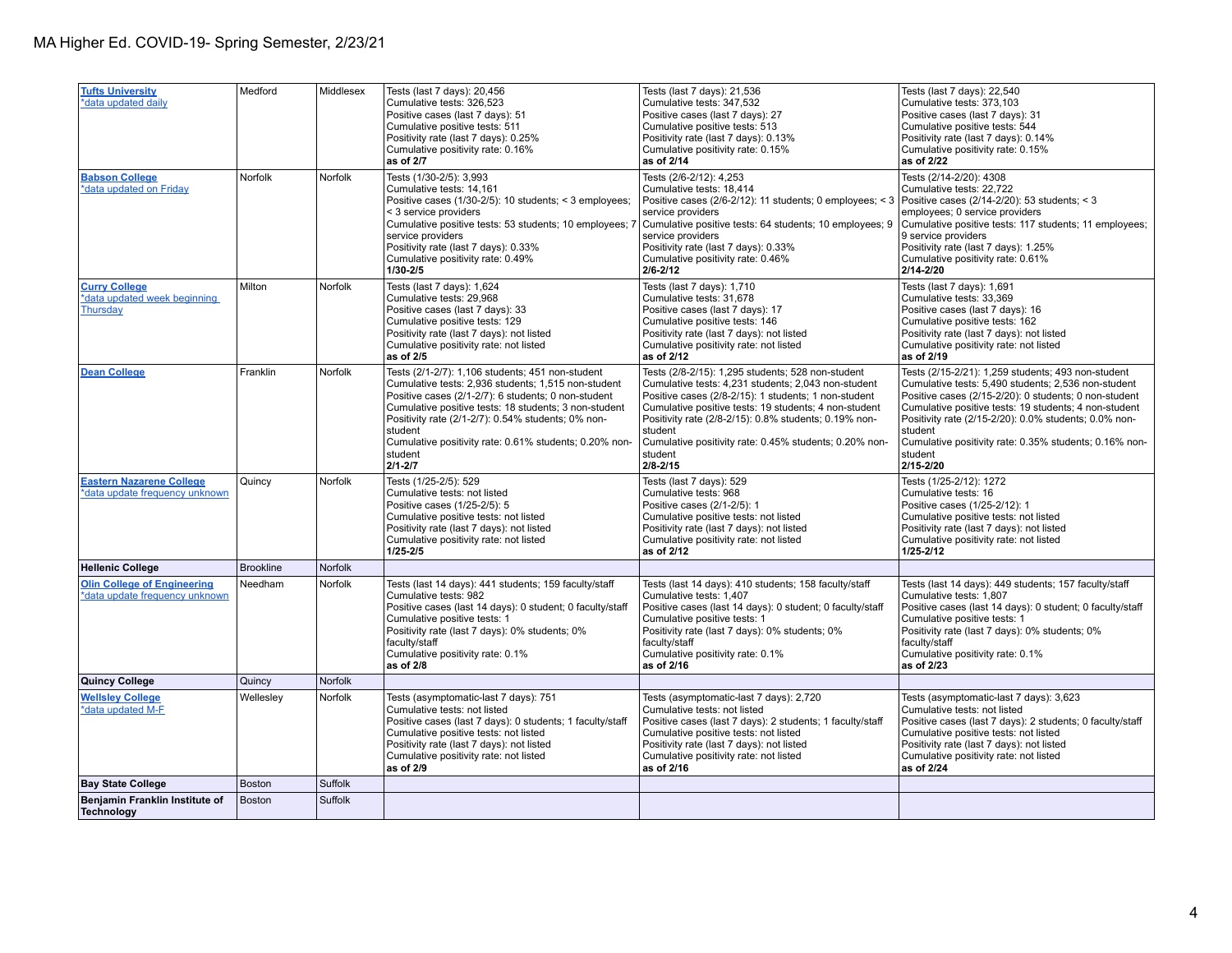MA Higher Ed. COVID-19- Spring Semester, 2/23/21

| | | | | | |
|---|---|---|---|---|---|
| **Tufts University**<br>*data updated daily | Medford | Middlesex | Tests (last 7 days): 20,456<br>Cumulative tests: 326,523<br>Positive cases (last 7 days): 51<br>Cumulative positive tests: 511<br>Positivity rate (last 7 days): 0.25%<br>Cumulative positivity rate: 0.16%<br>**as of 2/7** | Tests (last 7 days): 21,536<br>Cumulative tests: 347,532<br>Positive cases (last 7 days): 27<br>Cumulative positive tests: 513<br>Positivity rate (last 7 days): 0.13%<br>Cumulative positivity rate: 0.15%<br>**as of 2/14** | Tests (last 7 days): 22,540<br>Cumulative tests: 373,103<br>Positive cases (last 7 days): 31<br>Cumulative positive tests: 544<br>Positivity rate (last 7 days): 0.14%<br>Cumulative positivity rate: 0.15%<br>**as of 2/22** |
| **Babson College**<br>*data updated on Friday | Norfolk | Norfolk | Tests (1/30-2/5): 3,993<br>Cumulative tests: 14,161<br>Positive cases (1/30-2/5): 10 students; < 3 employees; < 3 service providers<br>Cumulative positive tests: 53 students; 10 employees; 7 service providers<br>Positivity rate (last 7 days): 0.33%<br>Cumulative positivity rate: 0.49%<br>**1/30-2/5** | Tests (2/6-2/12): 4,253<br>Cumulative tests: 18,414<br>Positive cases (2/6-2/12): 11 students; 0 employees; < 3 service providers<br>Cumulative positive tests: 64 students; 10 employees; 9 service providers<br>Positivity rate (last 7 days): 0.33%<br>Cumulative positivity rate: 0.46%<br>**2/6-2/12** | Tests (2/14-2/20): 4308<br>Cumulative tests: 22,722<br>Positive cases (2/14-2/20): 53 students; < 3 employees; 0 service providers<br>Cumulative positive tests: 117 students; 11 employees; 9 service providers<br>Positivity rate (last 7 days): 1.25%<br>Cumulative positivity rate: 0.61%<br>**2/14-2/20** |
| **Curry College**<br>*data updated week beginning Thursday | Milton | Norfolk | Tests (last 7 days): 1,624<br>Cumulative tests: 29,968<br>Positive cases (last 7 days): 33<br>Cumulative positive tests: 129<br>Positivity rate (last 7 days): not listed<br>Cumulative positivity rate: not listed<br>**as of 2/5** | Tests (last 7 days): 1,710<br>Cumulative tests: 31,678<br>Positive cases (last 7 days): 17<br>Cumulative positive tests: 146<br>Positivity rate (last 7 days): not listed<br>Cumulative positivity rate: not listed<br>**as of 2/12** | Tests (last 7 days): 1,691<br>Cumulative tests: 33,369<br>Positive cases (last 7 days): 16<br>Cumulative positive tests: 162<br>Positivity rate (last 7 days): not listed<br>Cumulative positivity rate: not listed<br>**as of 2/19** |
| **Dean College** | Franklin | Norfolk | Tests (2/1-2/7): 1,106 students; 451 non-student<br>Cumulative tests: 2,936 students; 1,515 non-student<br>Positive cases (2/1-2/7): 6 students; 0 non-student<br>Cumulative positive tests: 18 students; 3 non-student<br>Positivity rate (2/1-2/7): 0.54% students; 0% non-student<br>Cumulative positivity rate: 0.61% students; 0.20% non-student<br>**2/1-2/7** | Tests (2/8-2/15): 1,295 students; 528 non-student<br>Cumulative tests: 4,231 students; 2,043 non-student<br>Positive cases (2/8-2/15): 1 students; 1 non-student<br>Cumulative positive tests: 19 students; 4 non-student<br>Positivity rate (2/8-2/15): 0.8% students; 0.19% non-student<br>Cumulative positivity rate: 0.45% students; 0.20% non-student<br>**2/8-2/15** | Tests (2/15-2/21): 1,259 students; 493 non-student<br>Cumulative tests: 5,490 students; 2,536 non-student<br>Positive cases (2/15-2/20): 0 students; 0 non-student<br>Cumulative positive tests: 19 students; 4 non-student<br>Positivity rate (2/15-2/20): 0.0% students; 0.0% non-student<br>Cumulative positivity rate: 0.35% students; 0.16% non-student<br>**2/15-2/20** |
| **Eastern Nazarene College**<br>*data update frequency unknown | Quincy | Norfolk | Tests (1/25-2/5): 529<br>Cumulative tests: not listed<br>Positive cases (1/25-2/5): 5<br>Cumulative positive tests: not listed<br>Positivity rate (last 7 days): not listed<br>Cumulative positivity rate: not listed<br>**1/25-2/5** | Tests (last 7 days): 529<br>Cumulative tests: 968<br>Positive cases (2/1-2/5): 1<br>Cumulative positive tests: not listed<br>Positivity rate (last 7 days): not listed<br>Cumulative positivity rate: not listed<br>**as of 2/12** | Tests (1/25-2/12): 1272<br>Cumulative tests: 16<br>Positive cases (1/25-2/12): 1<br>Cumulative positive tests: not listed<br>Positivity rate (last 7 days): not listed<br>Cumulative positivity rate: not listed<br>**1/25-2/12** |
| **Hellenic College** | Brookline | Norfolk | | | |
| **Olin College of Engineering**<br>*data update frequency unknown | Needham | Norfolk | Tests (last 14 days): 441 students; 159 faculty/staff<br>Cumulative tests: 982<br>Positive cases (last 14 days): 0 student; 0 faculty/staff<br>Cumulative positive tests: 1<br>Positivity rate (last 7 days): 0% students; 0% faculty/staff<br>Cumulative positivity rate: 0.1%<br>**as of 2/8** | Tests (last 14 days): 410 students; 158 faculty/staff<br>Cumulative tests: 1,407<br>Positive cases (last 14 days): 0 student; 0 faculty/staff<br>Cumulative positive tests: 1<br>Positivity rate (last 7 days): 0% students; 0% faculty/staff<br>Cumulative positivity rate: 0.1%<br>**as of 2/16** | Tests (last 14 days): 449 students; 157 faculty/staff<br>Cumulative tests: 1,807<br>Positive cases (last 14 days): 0 student; 0 faculty/staff<br>Cumulative positive tests: 1<br>Positivity rate (last 7 days): 0% students; 0% faculty/staff<br>Cumulative positivity rate: 0.1%<br>**as of 2/23** |
| **Quincy College** | Quincy | Norfolk | | | |
| **Wellesley College**<br>*data updated M-F | Wellesley | Norfolk | Tests (asymptomatic-last 7 days): 751<br>Cumulative tests: not listed<br>Positive cases (last 7 days): 0 students; 1 faculty/staff<br>Cumulative positive tests: not listed<br>Positivity rate (last 7 days): not listed<br>Cumulative positivity rate: not listed<br>**as of 2/9** | Tests (asymptomatic-last 7 days): 2,720<br>Cumulative tests: not listed<br>Positive cases (last 7 days): 2 students; 1 faculty/staff<br>Cumulative positive tests: not listed<br>Positivity rate (last 7 days): not listed<br>Cumulative positivity rate: not listed<br>**as of 2/16** | Tests (asymptomatic-last 7 days): 3,623<br>Cumulative tests: not listed<br>Positive cases (last 7 days): 2 students; 0 faculty/staff<br>Cumulative positive tests: not listed<br>Positivity rate (last 7 days): not listed<br>Cumulative positivity rate: not listed<br>**as of 2/24** |
| **Bay State College** | Boston | Suffolk | | | |
| **Benjamin Franklin Institute of Technology** | Boston | Suffolk | | | |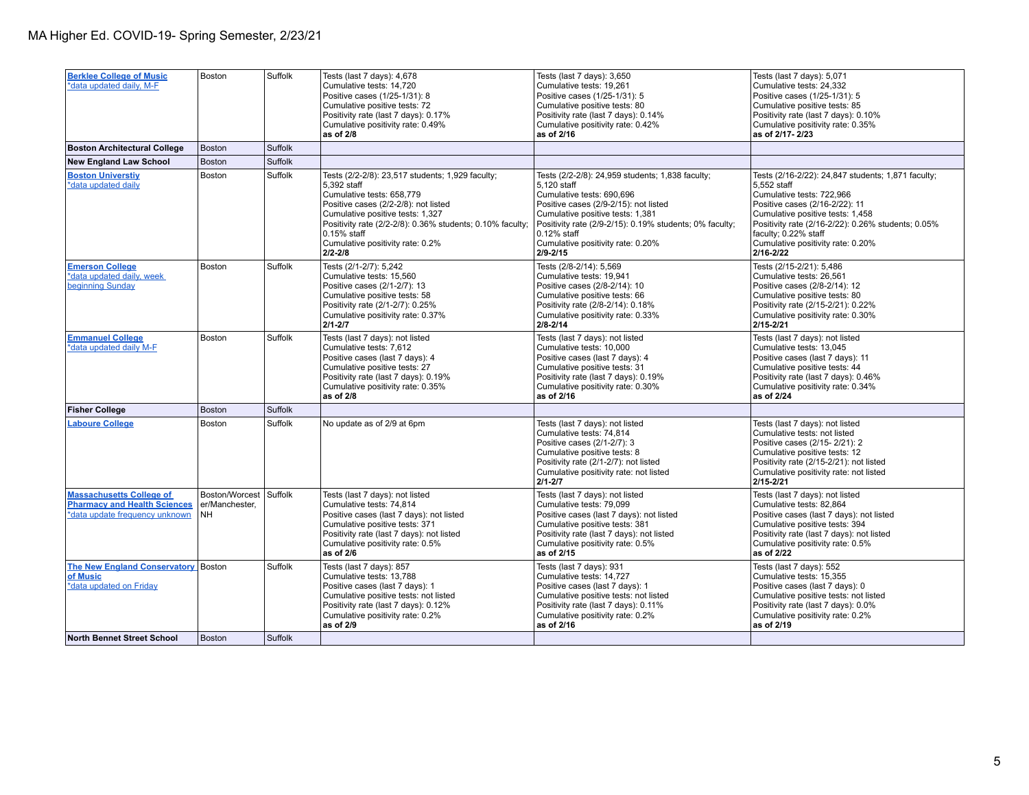MA Higher Ed. COVID-19- Spring Semester, 2/23/21

| | | | | | |
|---|---|---|---|---|---|
| **Berklee College of Music** *data updated daily, M-F | Boston | Suffolk | Tests (last 7 days): 4,678<br>Cumulative tests: 14,720<br>Positive cases (1/25-1/31): 8<br>Cumulative positive tests: 72<br>Positivity rate (last 7 days): 0.17%<br>Cumulative positivity rate: 0.49%<br>**as of 2/8** | Tests (last 7 days): 3,650<br>Cumulative tests: 19,261<br>Positive cases (1/25-1/31): 5<br>Cumulative positive tests: 80<br>Positivity rate (last 7 days): 0.14%<br>Cumulative positivity rate: 0.42%<br>**as of 2/16** | Tests (last 7 days): 5,071<br>Cumulative tests: 24,332<br>Positive cases (1/25-1/31): 5<br>Cumulative positive tests: 85<br>Positivity rate (last 7 days): 0.10%<br>Cumulative positivity rate: 0.35%<br>**as of 2/17- 2/23** |
| **Boston Architectural College** | Boston | Suffolk | | | |
| **New England Law School** | Boston | Suffolk | | | |
| **Boston Universtiy** *data updated daily | Boston | Suffolk | Tests (2/2-2/8): 23,517 students; 1,929 faculty; 5,392 staff<br>Cumulative tests: 658,779<br>Positive cases (2/2-2/8): not listed<br>Cumulative positive tests: 1,327<br>Positivity rate (2/2-2/8): 0.36% students; 0.10% faculty; 0.15% staff<br>Cumulative positivity rate: 0.2%<br>**2/2-2/8** | Tests (2/2-2/8): 24,959 students; 1,838 faculty; 5,120 staff<br>Cumulative tests: 690,696<br>Positive cases (2/9-2/15): not listed<br>Cumulative positive tests: 1,381<br>Positivity rate (2/9-2/15): 0.19% students; 0% faculty; 0.12% staff<br>Cumulative positivity rate: 0.20%<br>**2/9-2/15** | Tests (2/16-2/22): 24,847 students; 1,871 faculty; 5,552 staff<br>Cumulative tests: 722,966<br>Positive cases (2/16-2/22): 11<br>Cumulative positive tests: 1,458<br>Positivity rate (2/16-2/22): 0.26% students; 0.05% faculty; 0.22% staff<br>Cumulative positivity rate: 0.20%<br>**2/16-2/22** |
| **Emerson College** *data updated daily, week beginning Sunday | Boston | Suffolk | Tests (2/1-2/7): 5,242<br>Cumulative tests: 15,560<br>Positive cases (2/1-2/7): 13<br>Cumulative positive tests: 58<br>Positivity rate (2/1-2/7): 0.25%<br>Cumulative positivity rate: 0.37%<br>**2/1-2/7** | Tests (2/8-2/14): 5,569<br>Cumulative tests: 19,941<br>Positive cases (2/8-2/14): 10<br>Cumulative positive tests: 66<br>Positivity rate (2/8-2/14): 0.18%<br>Cumulative positivity rate: 0.33%<br>**2/8-2/14** | Tests (2/15-2/21): 5,486<br>Cumulative tests: 26,561<br>Positive cases (2/8-2/14): 12<br>Cumulative positive tests: 80<br>Positivity rate (2/15-2/21): 0.22%<br>Cumulative positivity rate: 0.30%<br>**2/15-2/21** |
| **Emmanuel College** *data updated daily M-F | Boston | Suffolk | Tests (last 7 days): not listed<br>Cumulative tests: 7,612<br>Positive cases (last 7 days): 4<br>Cumulative positive tests: 27<br>Positivity rate (last 7 days): 0.19%<br>Cumulative positivity rate: 0.35%<br>**as of 2/8** | Tests (last 7 days): not listed<br>Cumulative tests: 10,000<br>Positive cases (last 7 days): 4<br>Cumulative positive tests: 31<br>Positivity rate (last 7 days): 0.19%<br>Cumulative positivity rate: 0.30%<br>**as of 2/16** | Tests (last 7 days): not listed<br>Cumulative tests: 13,045<br>Positive cases (last 7 days): 11<br>Cumulative positive tests: 44<br>Positivity rate (last 7 days): 0.46%<br>Cumulative positivity rate: 0.34%<br>**as of 2/24** |
| **Fisher College** | Boston | Suffolk | | | |
| **Laboure College** | Boston | Suffolk | No update as of 2/9 at 6pm | Tests (last 7 days): not listed<br>Cumulative tests: 74,814<br>Positive cases (2/1-2/7): 3<br>Cumulative positive tests: 8<br>Positivity rate (2/1-2/7): not listed<br>Cumulative positivity rate: not listed<br>**2/1-2/7** | Tests (last 7 days): not listed<br>Cumulative tests: not listed<br>Positive cases (2/15- 2/21): 2<br>Cumulative positive tests: 12<br>Positivity rate (2/15-2/21): not listed<br>Cumulative positivity rate: not listed<br>**2/15-2/21** |
| **Massachusetts College of Pharmacy and Health Sciences** *data update frequency unknown | Boston/Worcester/Manchester, NH | Suffolk | Tests (last 7 days): not listed<br>Cumulative tests: 74,814<br>Positive cases (last 7 days): not listed<br>Cumulative positive tests: 371<br>Positivity rate (last 7 days): not listed<br>Cumulative positivity rate: 0.5%<br>**as of 2/6** | Tests (last 7 days): not listed<br>Cumulative tests: 79,099<br>Positive cases (last 7 days): not listed<br>Cumulative positive tests: 381<br>Positivity rate (last 7 days): not listed<br>Cumulative positivity rate: 0.5%<br>**as of 2/15** | Tests (last 7 days): not listed<br>Cumulative tests: 82,864<br>Positive cases (last 7 days): not listed<br>Cumulative positive tests: 394<br>Positivity rate (last 7 days): not listed<br>Cumulative positivity rate: 0.5%<br>**as of 2/22** |
| **The New England Conservatory of Music** *data updated on Friday | Boston | Suffolk | Tests (last 7 days): 857<br>Cumulative tests: 13,788<br>Positive cases (last 7 days): 1<br>Cumulative positive tests: not listed<br>Positivity rate (last 7 days): 0.12%<br>Cumulative positivity rate: 0.2%<br>**as of 2/9** | Tests (last 7 days): 931<br>Cumulative tests: 14,727<br>Positive cases (last 7 days): 1<br>Cumulative positive tests: not listed<br>Positivity rate (last 7 days): 0.11%<br>Cumulative positivity rate: 0.2%<br>**as of 2/16** | Tests (last 7 days): 552<br>Cumulative tests: 15,355<br>Positive cases (last 7 days): 0<br>Cumulative positive tests: not listed<br>Positivity rate (last 7 days): 0.0%<br>Cumulative positivity rate: 0.2%<br>**as of 2/19** |
| **North Bennet Street School** | Boston | Suffolk | | | |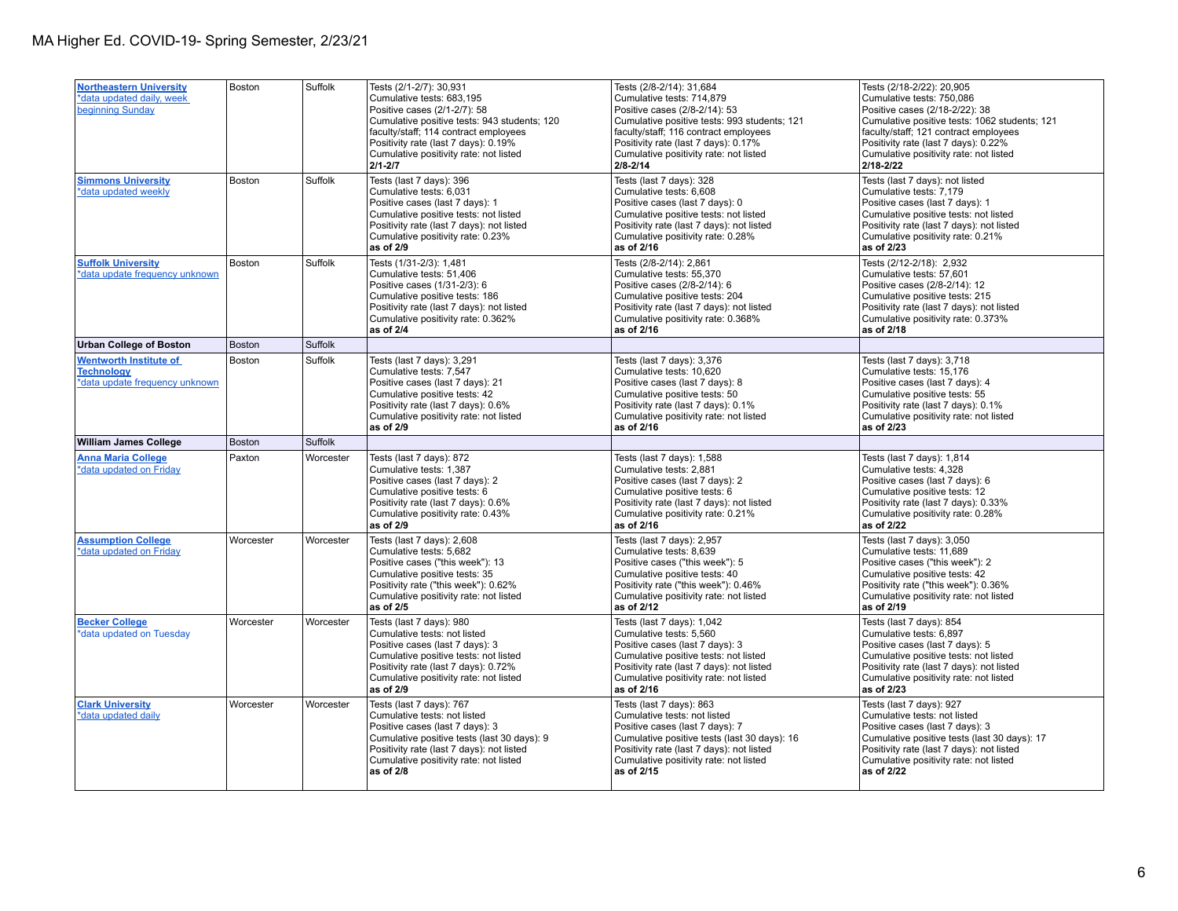MA Higher Ed. COVID-19- Spring Semester, 2/23/21

| | | | | | |
|---|---|---|---|---|---|
| **Northeastern University** *data updated daily, week beginning Sunday | Boston | Suffolk | Tests (2/1-2/7): 30,931<br>Cumulative tests: 683,195<br>Positive cases (2/1-2/7): 58<br>Cumulative positive tests: 943 students; 120 faculty/staff; 114 contract employees<br>Positivity rate (last 7 days): 0.19%<br>Cumulative positivity rate: not listed<br>**2/1-2/7** | Tests (2/8-2/14): 31,684<br>Cumulative tests: 714,879<br>Positive cases (2/8-2/14): 53<br>Cumulative positive tests: 993 students; 121 faculty/staff; 116 contract employees<br>Positivity rate (last 7 days): 0.17%<br>Cumulative positivity rate: not listed<br>**2/8-2/14** | Tests (2/18-2/22): 20,905<br>Cumulative tests: 750,086<br>Positive cases (2/18-2/22): 38<br>Cumulative positive tests: 1062 students; 121 faculty/staff; 121 contract employees<br>Positivity rate (last 7 days): 0.22%<br>Cumulative positivity rate: not listed<br>**2/18-2/22** |
| **Simmons University** *data updated weekly | Boston | Suffolk | Tests (last 7 days): 396<br>Cumulative tests: 6,031<br>Positive cases (last 7 days): 1<br>Cumulative positive tests: not listed<br>Positivity rate (last 7 days): not listed<br>Cumulative positivity rate: 0.23%<br>**as of 2/9** | Tests (last 7 days): 328<br>Cumulative tests: 6,608<br>Positive cases (last 7 days): 0<br>Cumulative positive tests: not listed<br>Positivity rate (last 7 days): not listed<br>Cumulative positivity rate: 0.28%<br>**as of 2/16** | Tests (last 7 days): not listed<br>Cumulative tests: 7,179<br>Positive cases (last 7 days): 1<br>Cumulative positive tests: not listed<br>Positivity rate (last 7 days): not listed<br>Cumulative positivity rate: 0.21%<br>**as of 2/23** |
| **Suffolk University** *data update frequency unknown | Boston | Suffolk | Tests (1/31-2/3): 1,481<br>Cumulative tests: 51,406<br>Positive cases (1/31-2/3): 6<br>Cumulative positive tests: 186<br>Positivity rate (last 7 days): not listed<br>Cumulative positivity rate: 0.362%<br>**as of 2/4** | Tests (2/8-2/14): 2,861<br>Cumulative tests: 55,370<br>Positive cases (2/8-2/14): 6<br>Cumulative positive tests: 204<br>Positivity rate (last 7 days): not listed<br>Cumulative positivity rate: 0.368%<br>**as of 2/16** | Tests (2/12-2/18): 2,932<br>Cumulative tests: 57,601<br>Positive cases (2/8-2/14): 12<br>Cumulative positive tests: 215<br>Positivity rate (last 7 days): not listed<br>Cumulative positivity rate: 0.373%<br>**as of 2/18** |
| **Urban College of Boston** | Boston | Suffolk | | | |
| **Wentworth Institute of Technology** *data update frequency unknown | Boston | Suffolk | Tests (last 7 days): 3,291<br>Cumulative tests: 7,547<br>Positive cases (last 7 days): 21<br>Cumulative positive tests: 42<br>Positivity rate (last 7 days): 0.6%<br>Cumulative positivity rate: not listed<br>**as of 2/9** | Tests (last 7 days): 3,376<br>Cumulative tests: 10,620<br>Positive cases (last 7 days): 8<br>Cumulative positive tests: 50<br>Positivity rate (last 7 days): 0.1%<br>Cumulative positivity rate: not listed<br>**as of 2/16** | Tests (last 7 days): 3,718<br>Cumulative tests: 15,176<br>Positive cases (last 7 days): 4<br>Cumulative positive tests: 55<br>Positivity rate (last 7 days): 0.1%<br>Cumulative positivity rate: not listed<br>**as of 2/23** |
| **William James College** | Boston | Suffolk | | | |
| **Anna Maria College** *data updated on Friday | Paxton | Worcester | Tests (last 7 days): 872<br>Cumulative tests: 1,387<br>Positive cases (last 7 days): 2<br>Cumulative positive tests: 6<br>Positivity rate (last 7 days): 0.6%<br>Cumulative positivity rate: 0.43%<br>**as of 2/9** | Tests (last 7 days): 1,588<br>Cumulative tests: 2,881<br>Positive cases (last 7 days): 2<br>Cumulative positive tests: 6<br>Positivity rate (last 7 days): not listed<br>Cumulative positivity rate: 0.21%<br>**as of 2/16** | Tests (last 7 days): 1,814<br>Cumulative tests: 4,328<br>Positive cases (last 7 days): 6<br>Cumulative positive tests: 12<br>Positivity rate (last 7 days): 0.33%<br>Cumulative positivity rate: 0.28%<br>**as of 2/22** |
| **Assumption College** *data updated on Friday | Worcester | Worcester | Tests (last 7 days): 2,608<br>Cumulative tests: 5,682<br>Positive cases ("this week"): 13<br>Cumulative positive tests: 35<br>Positivity rate ("this week"): 0.62%<br>Cumulative positivity rate: not listed<br>**as of 2/5** | Tests (last 7 days): 2,957<br>Cumulative tests: 8,639<br>Positive cases ("this week"): 5<br>Cumulative positive tests: 40<br>Positivity rate ("this week"): 0.46%<br>Cumulative positivity rate: not listed<br>**as of 2/12** | Tests (last 7 days): 3,050<br>Cumulative tests: 11,689<br>Positive cases ("this week"): 2<br>Cumulative positive tests: 42<br>Positivity rate ("this week"): 0.36%<br>Cumulative positivity rate: not listed<br>**as of 2/19** |
| **Becker College** *data updated on Tuesday | Worcester | Worcester | Tests (last 7 days): 980<br>Cumulative tests: not listed<br>Positive cases (last 7 days): 3<br>Cumulative positive tests: not listed<br>Positivity rate (last 7 days): 0.72%<br>Cumulative positivity rate: not listed<br>**as of 2/9** | Tests (last 7 days): 1,042<br>Cumulative tests: 5,560<br>Positive cases (last 7 days): 3<br>Cumulative positive tests: not listed<br>Positivity rate (last 7 days): not listed<br>Cumulative positivity rate: not listed<br>**as of 2/16** | Tests (last 7 days): 854<br>Cumulative tests: 6,897<br>Positive cases (last 7 days): 5<br>Cumulative positive tests: not listed<br>Positivity rate (last 7 days): not listed<br>Cumulative positivity rate: not listed<br>**as of 2/23** |
| **Clark University** *data updated daily | Worcester | Worcester | Tests (last 7 days): 767<br>Cumulative tests: not listed<br>Positive cases (last 7 days): 3<br>Cumulative positive tests (last 30 days): 9<br>Positivity rate (last 7 days): not listed<br>Cumulative positivity rate: not listed<br>**as of 2/8** | Tests (last 7 days): 863<br>Cumulative tests: not listed<br>Positive cases (last 7 days): 7<br>Cumulative positive tests (last 30 days): 16<br>Positivity rate (last 7 days): not listed<br>Cumulative positivity rate: not listed<br>**as of 2/15** | Tests (last 7 days): 927<br>Cumulative tests: not listed<br>Positive cases (last 7 days): 3<br>Cumulative positive tests (last 30 days): 17<br>Positivity rate (last 7 days): not listed<br>Cumulative positivity rate: not listed<br>**as of 2/22** |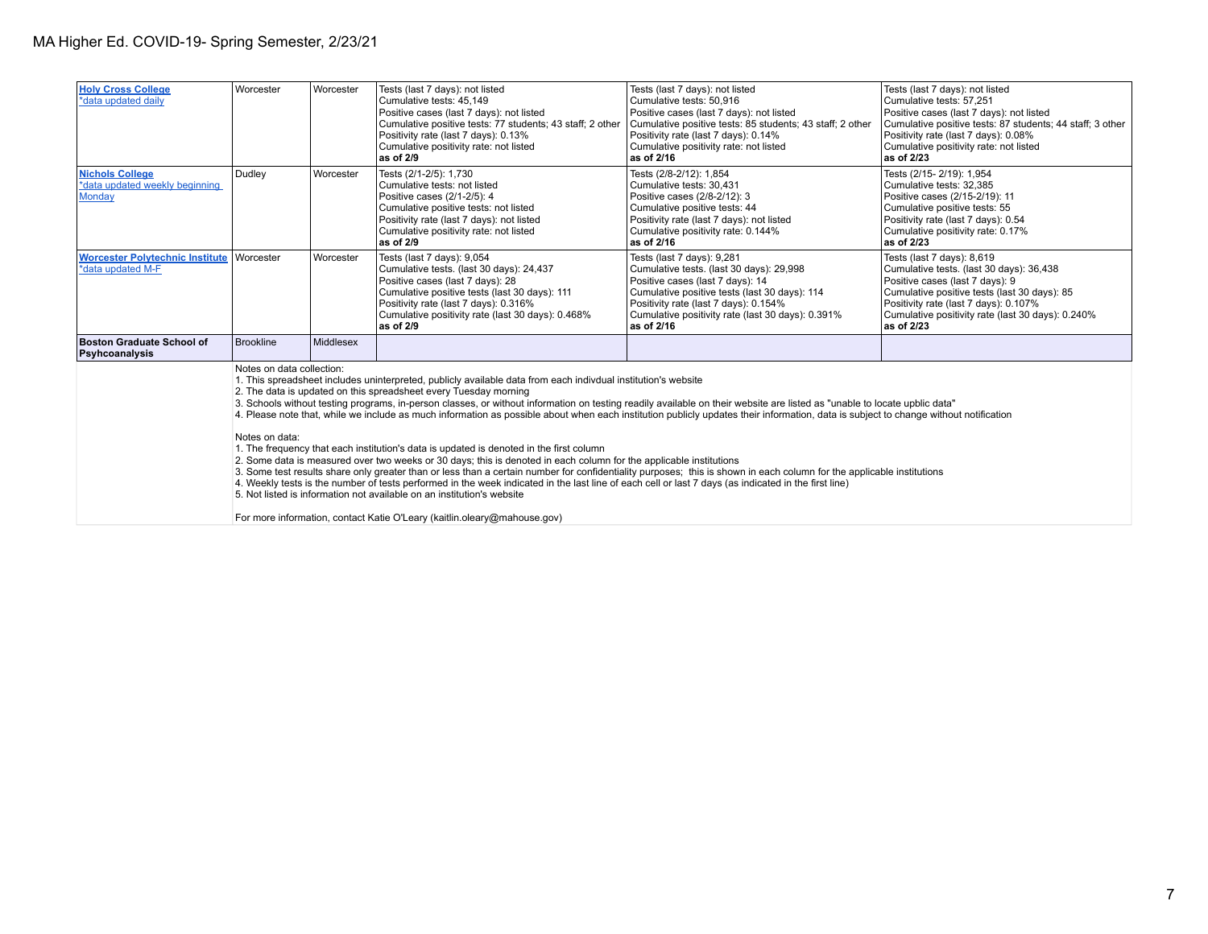| | | | | | |
|---|---|---|---|---|---|
| **Holy Cross College** *data updated daily | Worcester | Worcester | Tests (last 7 days): not listed<br>Cumulative tests: 45,149<br>Positive cases (last 7 days): not listed<br>Cumulative positive tests: 77 students; 43 staff; 2 other<br>Positivity rate (last 7 days): 0.13%<br>Cumulative positivity rate: not listed<br>**as of 2/9** | Tests (last 7 days): not listed<br>Cumulative tests: 50,916<br>Positive cases (last 7 days): not listed<br>Cumulative positive tests: 85 students; 43 staff; 2 other<br>Positivity rate (last 7 days): 0.14%<br>Cumulative positivity rate: not listed<br>**as of 2/16** | Tests (last 7 days): not listed<br>Cumulative tests: 57,251<br>Positive cases (last 7 days): not listed<br>Cumulative positive tests: 87 students; 44 staff; 3 other<br>Positivity rate (last 7 days): 0.08%<br>Cumulative positivity rate: not listed<br>**as of 2/23** |
| **Nichols College** *data updated weekly beginning Monday | Dudley | Worcester | Tests (2/1-2/5): 1,730<br>Cumulative tests: not listed<br>Positive cases (2/1-2/5): 4<br>Cumulative positive tests: not listed<br>Positivity rate (last 7 days): not listed<br>Cumulative positivity rate: not listed<br>**as of 2/9** | Tests (2/8-2/12): 1,854<br>Cumulative tests: 30,431<br>Positive cases (2/8-2/12): 3<br>Cumulative positive tests: 44<br>Positivity rate (last 7 days): not listed<br>Cumulative positivity rate: 0.144%<br>**as of 2/16** | Tests (2/15- 2/19): 1,954<br>Cumulative tests: 32,385<br>Positive cases (2/15-2/19): 11<br>Cumulative positive tests: 55<br>Positivity rate (last 7 days): 0.54<br>Cumulative positivity rate: 0.17%<br>**as of 2/23** |
| **Worcester Polytechnic Institute** *data updated M-F | Worcester | Worcester | Tests (last 7 days): 9,054<br>Cumulative tests. (last 30 days): 24,437<br>Positive cases (last 7 days): 28<br>Cumulative positive tests (last 30 days): 111<br>Positivity rate (last 7 days): 0.316%<br>Cumulative positivity rate (last 30 days): 0.468%<br>**as of 2/9** | Tests (last 7 days): 9,281<br>Cumulative tests. (last 30 days): 29,998<br>Positive cases (last 7 days): 14<br>Cumulative positive tests (last 30 days): 114<br>Positivity rate (last 7 days): 0.154%<br>Cumulative positivity rate (last 30 days): 0.391%<br>**as of 2/16** | Tests (last 7 days): 8,619<br>Cumulative tests. (last 30 days): 36,438<br>Positive cases (last 7 days): 9<br>Cumulative positive tests (last 30 days): 85<br>Positivity rate (last 7 days): 0.107%<br>Cumulative positivity rate (last 30 days): 0.240%<br>**as of 2/23** |
| **Boston Graduate School of Psyhcoanalysis** | Brookline | Middlesex | | | |

Notes on data collection:
1. This spreadsheet includes uninterpreted, publicly available data from each indivdual institution's website
2. The data is updated on this spreadsheet every Tuesday morning
3. Schools without testing programs, in-person classes, or without information on testing readily available on their website are listed as "unable to locate upblic data"
4. Please note that, while we include as much information as possible about when each institution publicly updates their information, data is subject to change without notification

Notes on data:
1. The frequency that each institution's data is updated is denoted in the first column
2. Some data is measured over two weeks or 30 days; this is denoted in each column for the applicable institutions
3. Some test results share only greater than or less than a certain number for confidentiality purposes; this is shown in each column for the applicable institutions
4. Weekly tests is the number of tests performed in the week indicated in the last line of each cell or last 7 days (as indicated in the first line)
5. Not listed is information not available on an institution's website

For more information, contact Katie O'Leary (kaitlin.oleary@mahouse.gov)